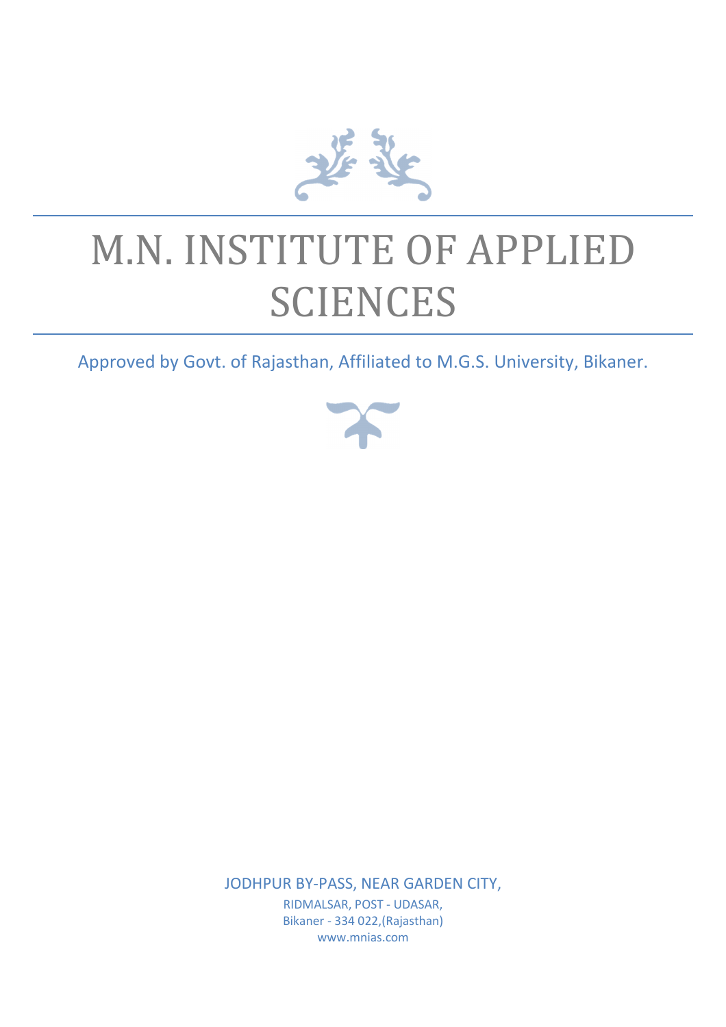# M.N. INSTITUTE OF APPLIED SCIENCES

Approved by Govt. of Rajasthan, Affiliated to M.G.S. University, Bikaner.

JODHPUR BY-PASS, NEAR GARDEN CITY,

RIDMALSAR, POST - UDASAR,

Bikaner - 334 022,(Rajasthan)

www.mnias.com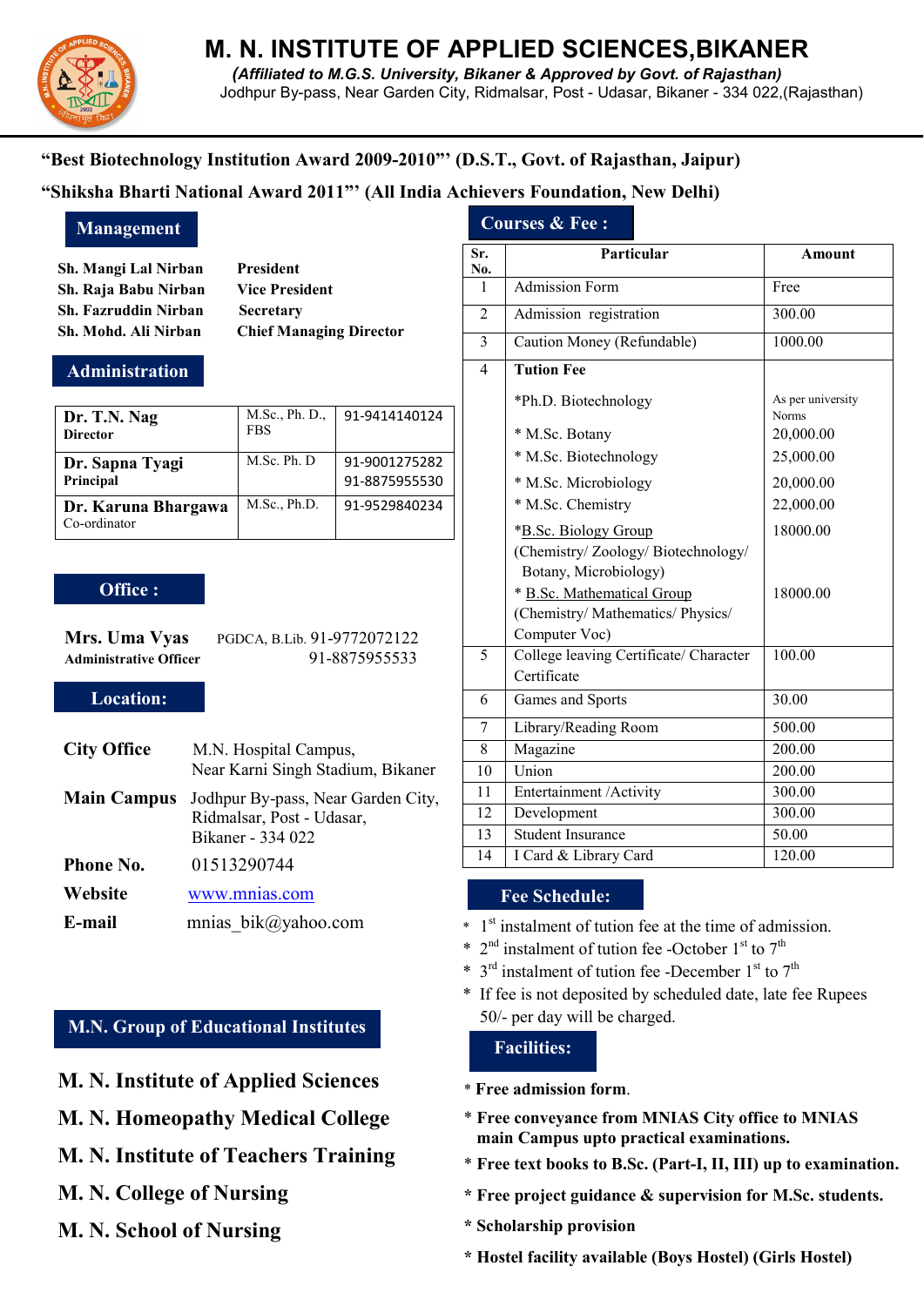# M. N. INSTITUTE OF APPLIED SCIENCES,BIKANER

*(Affiliated to M.G.S. University, Bikaner & Approved by Govt. of Rajasthan)*

Jodhpur By-pass, Near Garden City, Ridmalsar, Post - Udasar, Bikaner - 334 022,(Rajasthan)

**"Best Biotechnology Institution Award 2009-2010"' (D.S.T., Govt. of Rajasthan, Jaipur)**

**"Shiksha Bharti National Award 2011"' (All India Achievers Foundation, New Delhi)**

## Management

| | |
|---|---|
| **Sh. Mangi Lal Nirban** | **President** |
| **Sh. Raja Babu Nirban** | **Vice President** |
| **Sh. Fazruddin Nirban** | **Secretary** |
| **Sh. Mohd. Ali Nirban** | **Chief Managing Director** |

## Administration

| | | |
|---|---|---|
| **Dr. T.N. Nag** Director | M.Sc., Ph. D., FBS | 91-9414140124 |
| **Dr. Sapna Tyagi** Principal | M.Sc. Ph. D | 91-9001275282 91-8875955530 |
| **Dr. Karuna Bhargawa** Co-ordinator | M.Sc., Ph.D. | 91-9529840234 |

## Office :

**Mrs. Uma Vyas** PGDCA, B.Lib. 91-9772072122
**Administrative Officer** 91-8875955533

## Location:

| | |
|---|---|
| **City Office** | M.N. Hospital Campus, Near Karni Singh Stadium, Bikaner |
| **Main Campus** | Jodhpur By-pass, Near Garden City, Ridmalsar, Post - Udasar, Bikaner - 334 022 |
| **Phone No.** | 01513290744 |
| **Website** | www.mnias.com |
| **E-mail** | mnias_bik@yahoo.com |

## M.N. Group of Educational Institutes

**M. N. Institute of Applied Sciences**

**M. N. Homeopathy Medical College**

**M. N. Institute of Teachers Training**

**M. N. College of Nursing**

**M. N. School of Nursing**

## Courses & Fee :

| Sr. No. | Particular | Amount |
|---|---|---|
| 1 | Admission Form | Free |
| 2 | Admission registration | 300.00 |
| 3 | Caution Money (Refundable) | 1000.00 |
| 4 | **Tution Fee** | |
| | *Ph.D. Biotechnology | As per university Norms |
| | * M.Sc. Botany | 20,000.00 |
| | * M.Sc. Biotechnology | 25,000.00 |
| | * M.Sc. Microbiology | 20,000.00 |
| | * M.Sc. Chemistry | 22,000.00 |
| | *B.Sc. Biology Group (Chemistry/ Zoology/ Biotechnology/ Botany, Microbiology) | 18000.00 |
| | * B.Sc. Mathematical Group (Chemistry/ Mathematics/ Physics/ Computer Voc) | 18000.00 |
| 5 | College leaving Certificate/ Character Certificate | 100.00 |
| 6 | Games and Sports | 30.00 |
| 7 | Library/Reading Room | 500.00 |
| 8 | Magazine | 200.00 |
| 10 | Union | 200.00 |
| 11 | Entertainment /Activity | 300.00 |
| 12 | Development | 300.00 |
| 13 | Student Insurance | 50.00 |
| 14 | I Card & Library Card | 120.00 |

## Fee Schedule:

* 1st instalment of tution fee at the time of admission.
* 2nd instalment of tution fee -October 1st to 7th
* 3rd instalment of tution fee -December 1st to 7th
* If fee is not deposited by scheduled date, late fee Rupees 50/- per day will be charged.

## Facilities:

* **Free admission form**.
* **Free conveyance from MNIAS City office to MNIAS main Campus upto practical examinations.**
* **Free text books to B.Sc. (Part-I, II, III) up to examination.**
* **Free project guidance & supervision for M.Sc. students.**
* **Scholarship provision**
* **Hostel facility available (Boys Hostel) (Girls Hostel)**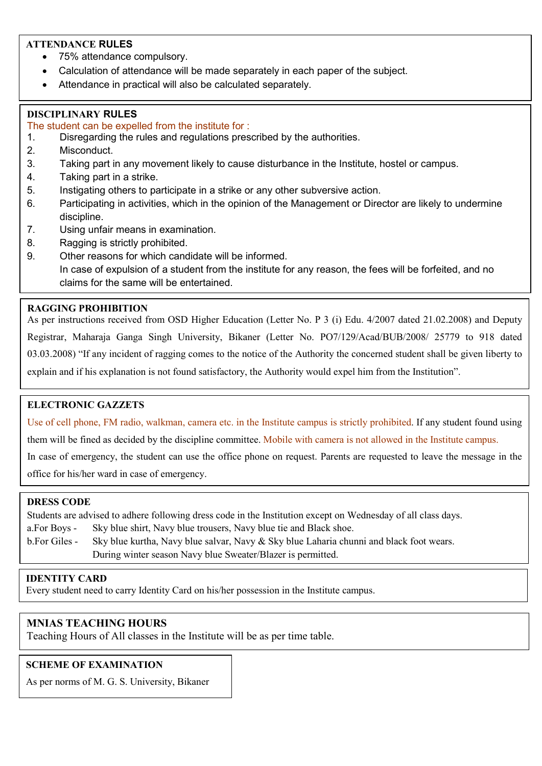## ATTENDANCE RULES

- 75% attendance compulsory.
- Calculation of attendance will be made separately in each paper of the subject.
- Attendance in practical will also be calculated separately.

## DISCIPLINARY RULES

The student can be expelled from the institute for :

1. Disregarding the rules and regulations prescribed by the authorities.
2. Misconduct.
3. Taking part in any movement likely to cause disturbance in the Institute, hostel or campus.
4. Taking part in a strike.
5. Instigating others to participate in a strike or any other subversive action.
6. Participating in activities, which in the opinion of the Management or Director are likely to undermine discipline.
7. Using unfair means in examination.
8. Ragging is strictly prohibited.
9. Other reasons for which candidate will be informed.

   In case of expulsion of a student from the institute for any reason, the fees will be forfeited, and no claims for the same will be entertained.

## RAGGING PROHIBITION

As per instructions received from OSD Higher Education (Letter No. P 3 (i) Edu. 4/2007 dated 21.02.2008) and Deputy Registrar, Maharaja Ganga Singh University, Bikaner (Letter No. PO7/129/Acad/BUB/2008/ 25779 to 918 dated 03.03.2008) "If any incident of ragging comes to the notice of the Authority the concerned student shall be given liberty to explain and if his explanation is not found satisfactory, the Authority would expel him from the Institution".

## ELECTRONIC GAZZETS

Use of cell phone, FM radio, walkman, camera etc. in the Institute campus is strictly prohibited. If any student found using them will be fined as decided by the discipline committee. Mobile with camera is not allowed in the Institute campus.

In case of emergency, the student can use the office phone on request. Parents are requested to leave the message in the office for his/her ward in case of emergency.

## DRESS CODE

Students are advised to adhere following dress code in the Institution except on Wednesday of all class days.

a.For Boys - Sky blue shirt, Navy blue trousers, Navy blue tie and Black shoe.

b.For Giles - Sky blue kurtha, Navy blue salvar, Navy & Sky blue Laharia chunni and black foot wears.

During winter season Navy blue Sweater/Blazer is permitted.

## IDENTITY CARD

Every student need to carry Identity Card on his/her possession in the Institute campus.

## MNIAS TEACHING HOURS

Teaching Hours of All classes in the Institute will be as per time table.

## SCHEME OF EXAMINATION

As per norms of M. G. S. University, Bikaner